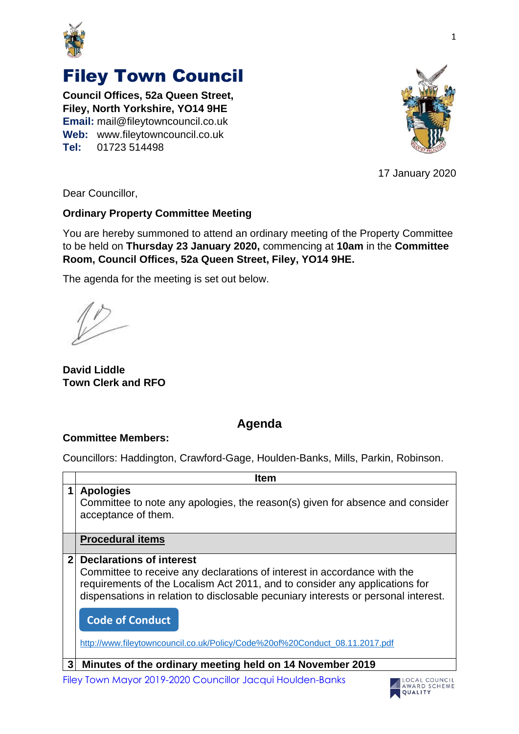# Filey Town Council

**Council Offices, 52a Queen Street,**
**Filey, North Yorkshire, YO14 9HE**
**Email:** mail@fileytowncouncil.co.uk
**Web:** www.fileytowncouncil.co.uk
**Tel:** 01723 514498

17 January 2020

Dear Councillor,

**Ordinary Property Committee Meeting**

You are hereby summoned to attend an ordinary meeting of the Property Committee to be held on **Thursday 23 January 2020,** commencing at **10am** in the **Committee Room, Council Offices, 52a Queen Street, Filey, YO14 9HE.**

The agenda for the meeting is set out below.

**David Liddle**
**Town Clerk and RFO**

## Agenda

**Committee Members:**

Councillors: Haddington, Crawford-Gage, Houlden-Banks, Mills, Parkin, Robinson.

| | Item |
|---|---|
| 1 | **Apologies**<br>Committee to note any apologies, the reason(s) given for absence and consider acceptance of them. |
| | **Procedural items** |
| 2 | **Declarations of interest**<br>Committee to receive any declarations of interest in accordance with the requirements of the Localism Act 2011, and to consider any applications for dispensations in relation to disclosable pecuniary interests or personal interest.<br>**Code of Conduct**<br>http://www.fileytowncouncil.co.uk/Policy/Code%20of%20Conduct_08.11.2017.pdf |
| 3 | **Minutes of the ordinary meeting held on 14 November 2019** |

Filey Town Mayor 2019-2020 Councillor Jacqui Houlden-Banks

LOCAL COUNCIL AWARD SCHEME QUALITY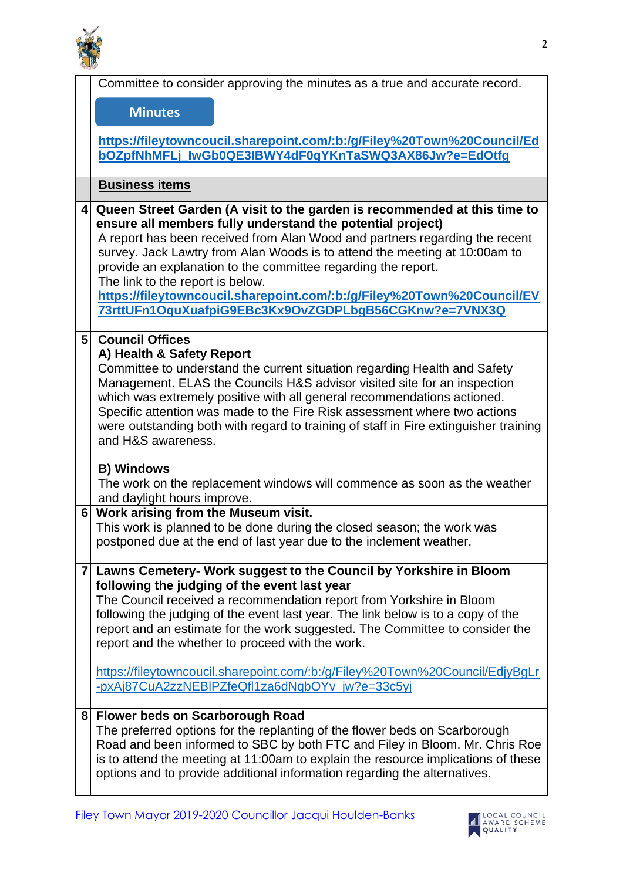| | |
|---|---|
| | Committee to consider approving the minutes as a true and accurate record.<br><br>**Minutes**<br><br>**https://fileytowncoucil.sharepoint.com/:b:/g/Filey%20Town%20Council/EdbOZpfNhMFLj_IwGb0QE3IBWY4dF0qYKnTaSWQ3AX86Jw?e=EdOtfg** |
| | **Business items** |
| **4** | **Queen Street Garden (A visit to the garden is recommended at this time to ensure all members fully understand the potential project)**<br>A report has been received from Alan Wood and partners regarding the recent survey. Jack Lawtry from Alan Woods is to attend the meeting at 10:00am to provide an explanation to the committee regarding the report.<br>The link to the report is below.<br>**https://fileytowncoucil.sharepoint.com/:b:/g/Filey%20Town%20Council/EV73rttUFn1OquXuafpiG9EBc3Kx9OvZGDPLbgB56CGKnw?e=7VNX3Q** |
| **5** | **Council Offices**<br>**A) Health & Safety Report**<br>Committee to understand the current situation regarding Health and Safety Management. ELAS the Councils H&S advisor visited site for an inspection which was extremely positive with all general recommendations actioned. Specific attention was made to the Fire Risk assessment where two actions were outstanding both with regard to training of staff in Fire extinguisher training and H&S awareness.<br><br>**B) Windows**<br>The work on the replacement windows will commence as soon as the weather and daylight hours improve. |
| **6** | **Work arising from the Museum visit.**<br>This work is planned to be done during the closed season; the work was postponed due at the end of last year due to the inclement weather. |
| **7** | **Lawns Cemetery- Work suggest to the Council by Yorkshire in Bloom following the judging of the event last year**<br>The Council received a recommendation report from Yorkshire in Bloom following the judging of the event last year. The link below is to a copy of the report and an estimate for the work suggested. The Committee to consider the report and the whether to proceed with the work.<br><br>https://fileytowncoucil.sharepoint.com/:b:/g/Filey%20Town%20Council/EdjyBgLr-pxAj87CuA2zzNEBlPZfeQfl1za6dNqbOYv_jw?e=33c5yj |
| **8** | **Flower beds on Scarborough Road**<br>The preferred options for the replanting of the flower beds on Scarborough Road and been informed to SBC by both FTC and Filey in Bloom. Mr. Chris Roe is to attend the meeting at 11:00am to explain the resource implications of these options and to provide additional information regarding the alternatives. |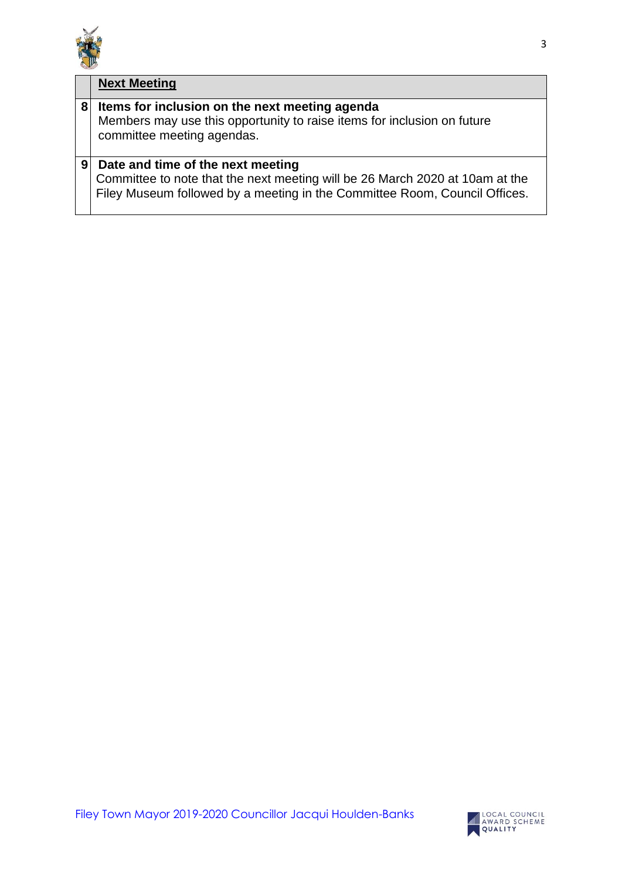| | Next Meeting |
|---|---|
| 8 | **Items for inclusion on the next meeting agenda**<br>Members may use this opportunity to raise items for inclusion on future committee meeting agendas. |
| 9 | **Date and time of the next meeting**<br>Committee to note that the next meeting will be 26 March 2020 at 10am at the Filey Museum followed by a meeting in the Committee Room, Council Offices. |

Filey Town Mayor 2019-2020 Councillor Jacqui Houlden-Banks